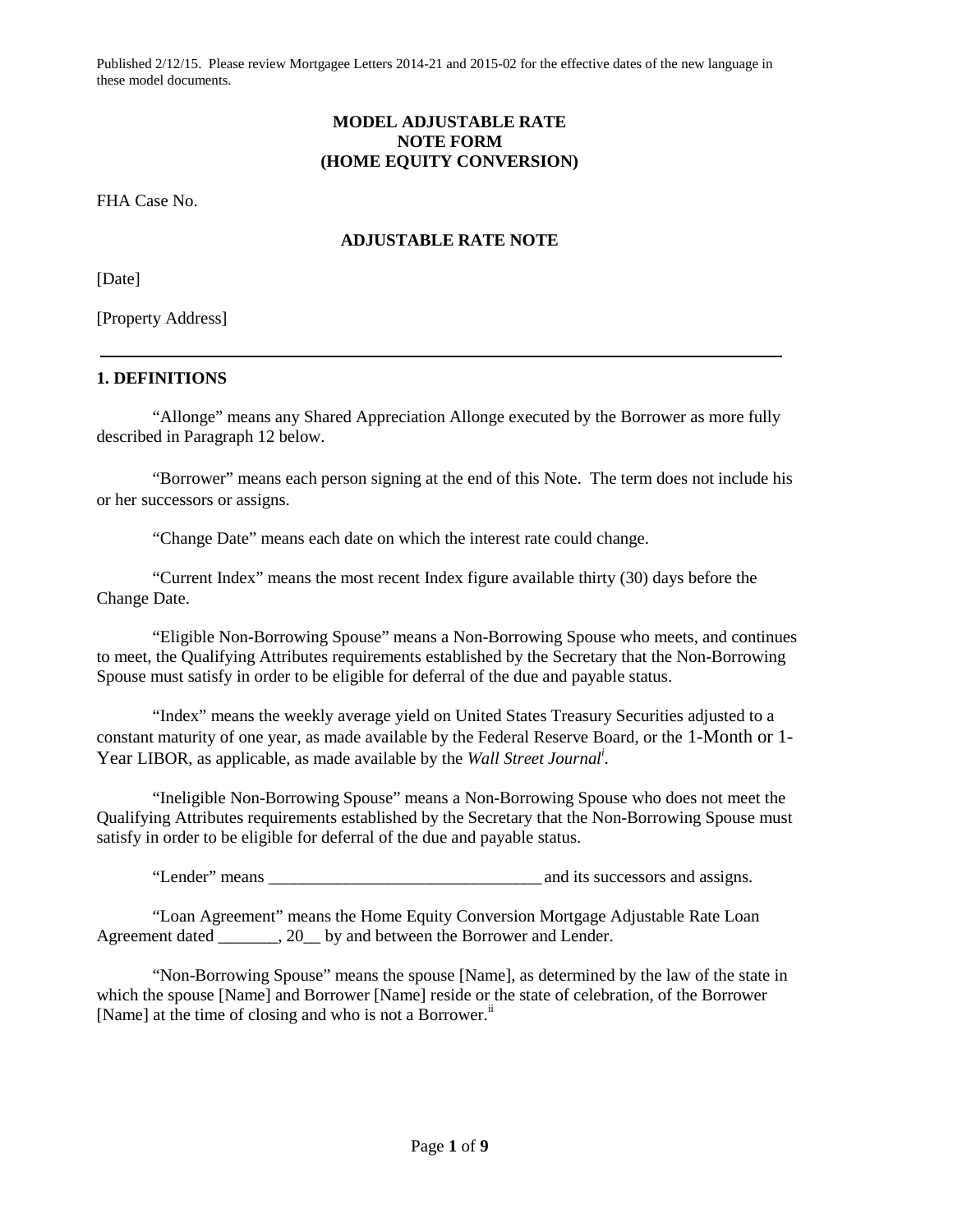Published 2/12/15. Please review Mortgagee Letters 2014-21 and 2015-02 for the effective dates of the new language in these model documents.

**MODEL ADJUSTABLE RATE NOTE FORM (HOME EQUITY CONVERSION)**

FHA Case No.

**ADJUSTABLE RATE NOTE**

[Date]

[Property Address]

---

## 1. DEFINITIONS

"Allonge" means any Shared Appreciation Allonge executed by the Borrower as more fully described in Paragraph 12 below.

"Borrower" means each person signing at the end of this Note. The term does not include his or her successors or assigns.

"Change Date" means each date on which the interest rate could change.

"Current Index" means the most recent Index figure available thirty (30) days before the Change Date.

"Eligible Non-Borrowing Spouse" means a Non-Borrowing Spouse who meets, and continues to meet, the Qualifying Attributes requirements established by the Secretary that the Non-Borrowing Spouse must satisfy in order to be eligible for deferral of the due and payable status.

"Index" means the weekly average yield on United States Treasury Securities adjusted to a constant maturity of one year, as made available by the Federal Reserve Board, or the 1-Month or 1-Year LIBOR, as applicable, as made available by the *Wall Street Journal*[i].

"Ineligible Non-Borrowing Spouse" means a Non-Borrowing Spouse who does not meet the Qualifying Attributes requirements established by the Secretary that the Non-Borrowing Spouse must satisfy in order to be eligible for deferral of the due and payable status.

"Lender" means ________________________________ and its successors and assigns.

"Loan Agreement" means the Home Equity Conversion Mortgage Adjustable Rate Loan Agreement dated _______, 20__ by and between the Borrower and Lender.

"Non-Borrowing Spouse" means the spouse [Name], as determined by the law of the state in which the spouse [Name] and Borrower [Name] reside or the state of celebration, of the Borrower [Name] at the time of closing and who is not a Borrower.[ii]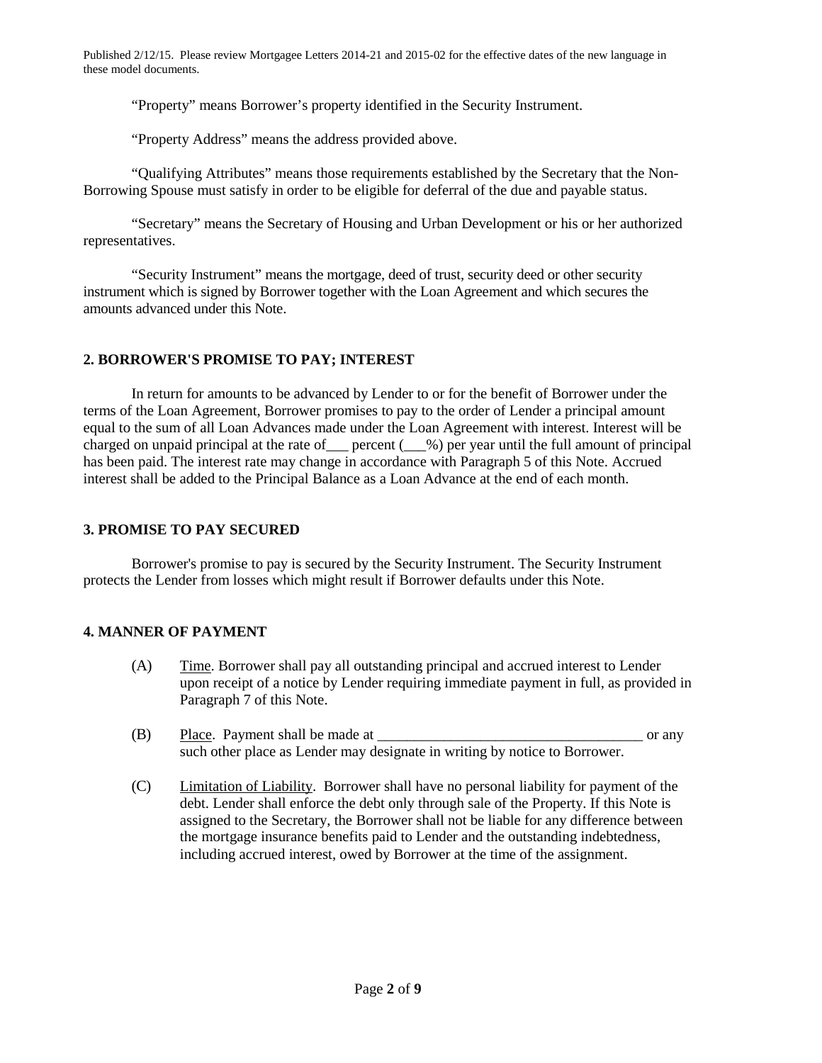"Property" means Borrower's property identified in the Security Instrument.

"Property Address" means the address provided above.

"Qualifying Attributes" means those requirements established by the Secretary that the Non-Borrowing Spouse must satisfy in order to be eligible for deferral of the due and payable status.

"Secretary" means the Secretary of Housing and Urban Development or his or her authorized representatives.

"Security Instrument" means the mortgage, deed of trust, security deed or other security instrument which is signed by Borrower together with the Loan Agreement and which secures the amounts advanced under this Note.

## 2. BORROWER'S PROMISE TO PAY; INTEREST

In return for amounts to be advanced by Lender to or for the benefit of Borrower under the terms of the Loan Agreement, Borrower promises to pay to the order of Lender a principal amount equal to the sum of all Loan Advances made under the Loan Agreement with interest. Interest will be charged on unpaid principal at the rate of___ percent (___%) per year until the full amount of principal has been paid. The interest rate may change in accordance with Paragraph 5 of this Note. Accrued interest shall be added to the Principal Balance as a Loan Advance at the end of each month.

## 3. PROMISE TO PAY SECURED

Borrower's promise to pay is secured by the Security Instrument. The Security Instrument protects the Lender from losses which might result if Borrower defaults under this Note.

## 4. MANNER OF PAYMENT

(A) Time. Borrower shall pay all outstanding principal and accrued interest to Lender upon receipt of a notice by Lender requiring immediate payment in full, as provided in Paragraph 7 of this Note.

(B) Place. Payment shall be made at ____________________________________ or any such other place as Lender may designate in writing by notice to Borrower.

(C) Limitation of Liability. Borrower shall have no personal liability for payment of the debt. Lender shall enforce the debt only through sale of the Property. If this Note is assigned to the Secretary, the Borrower shall not be liable for any difference between the mortgage insurance benefits paid to Lender and the outstanding indebtedness, including accrued interest, owed by Borrower at the time of the assignment.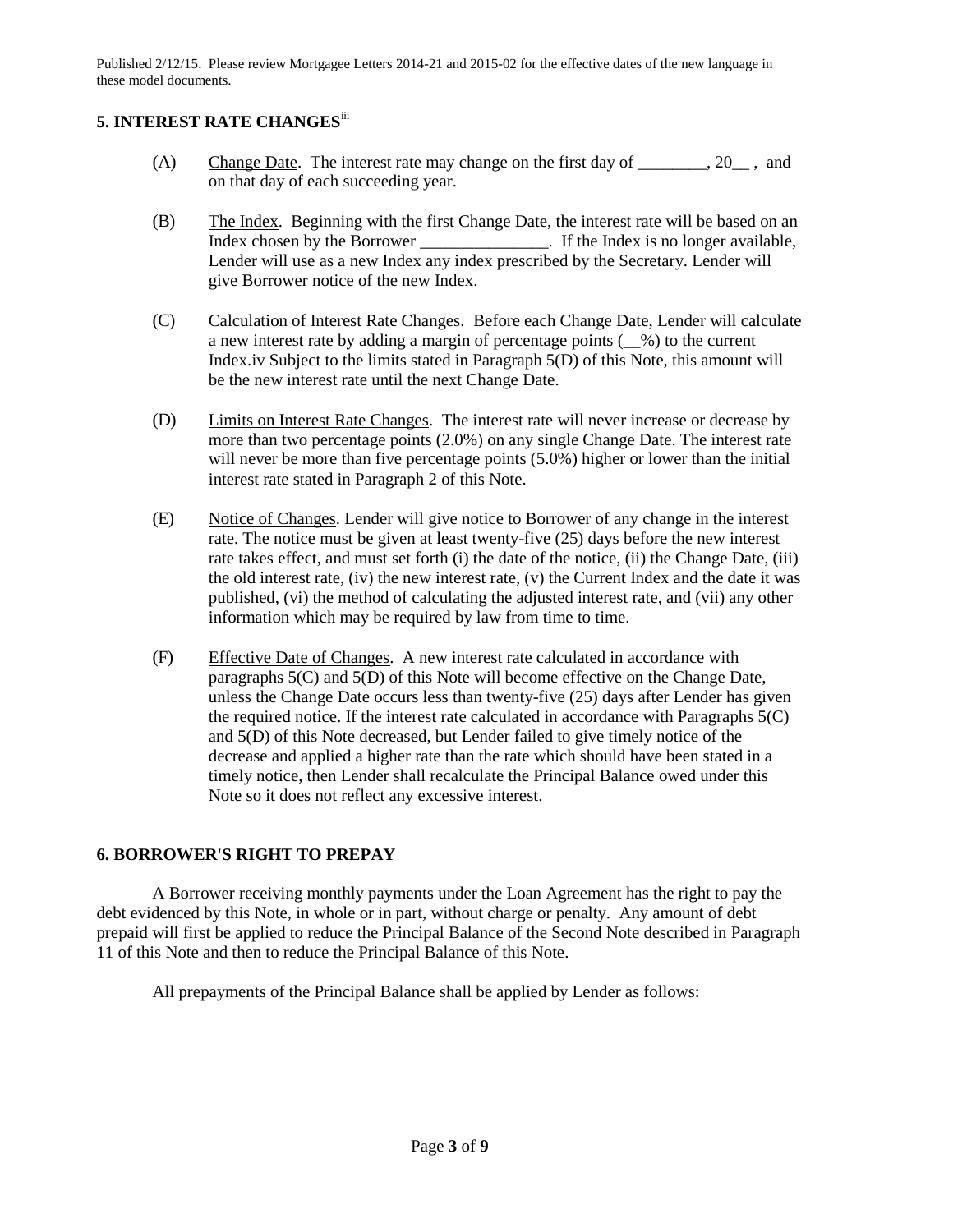Published 2/12/15. Please review Mortgagee Letters 2014-21 and 2015-02 for the effective dates of the new language in these model documents.

## 5. INTEREST RATE CHANGES[iii]

(A) Change Date. The interest rate may change on the first day of ________, 20__ , and on that day of each succeeding year.

(B) The Index. Beginning with the first Change Date, the interest rate will be based on an Index chosen by the Borrower _______________. If the Index is no longer available, Lender will use as a new Index any index prescribed by the Secretary. Lender will give Borrower notice of the new Index.

(C) Calculation of Interest Rate Changes. Before each Change Date, Lender will calculate a new interest rate by adding a margin of percentage points (__%) to the current Index.iv Subject to the limits stated in Paragraph 5(D) of this Note, this amount will be the new interest rate until the next Change Date.

(D) Limits on Interest Rate Changes. The interest rate will never increase or decrease by more than two percentage points (2.0%) on any single Change Date. The interest rate will never be more than five percentage points (5.0%) higher or lower than the initial interest rate stated in Paragraph 2 of this Note.

(E) Notice of Changes. Lender will give notice to Borrower of any change in the interest rate. The notice must be given at least twenty-five (25) days before the new interest rate takes effect, and must set forth (i) the date of the notice, (ii) the Change Date, (iii) the old interest rate, (iv) the new interest rate, (v) the Current Index and the date it was published, (vi) the method of calculating the adjusted interest rate, and (vii) any other information which may be required by law from time to time.

(F) Effective Date of Changes. A new interest rate calculated in accordance with paragraphs 5(C) and 5(D) of this Note will become effective on the Change Date, unless the Change Date occurs less than twenty-five (25) days after Lender has given the required notice. If the interest rate calculated in accordance with Paragraphs 5(C) and 5(D) of this Note decreased, but Lender failed to give timely notice of the decrease and applied a higher rate than the rate which should have been stated in a timely notice, then Lender shall recalculate the Principal Balance owed under this Note so it does not reflect any excessive interest.

## 6. BORROWER'S RIGHT TO PREPAY

A Borrower receiving monthly payments under the Loan Agreement has the right to pay the debt evidenced by this Note, in whole or in part, without charge or penalty. Any amount of debt prepaid will first be applied to reduce the Principal Balance of the Second Note described in Paragraph 11 of this Note and then to reduce the Principal Balance of this Note.

All prepayments of the Principal Balance shall be applied by Lender as follows: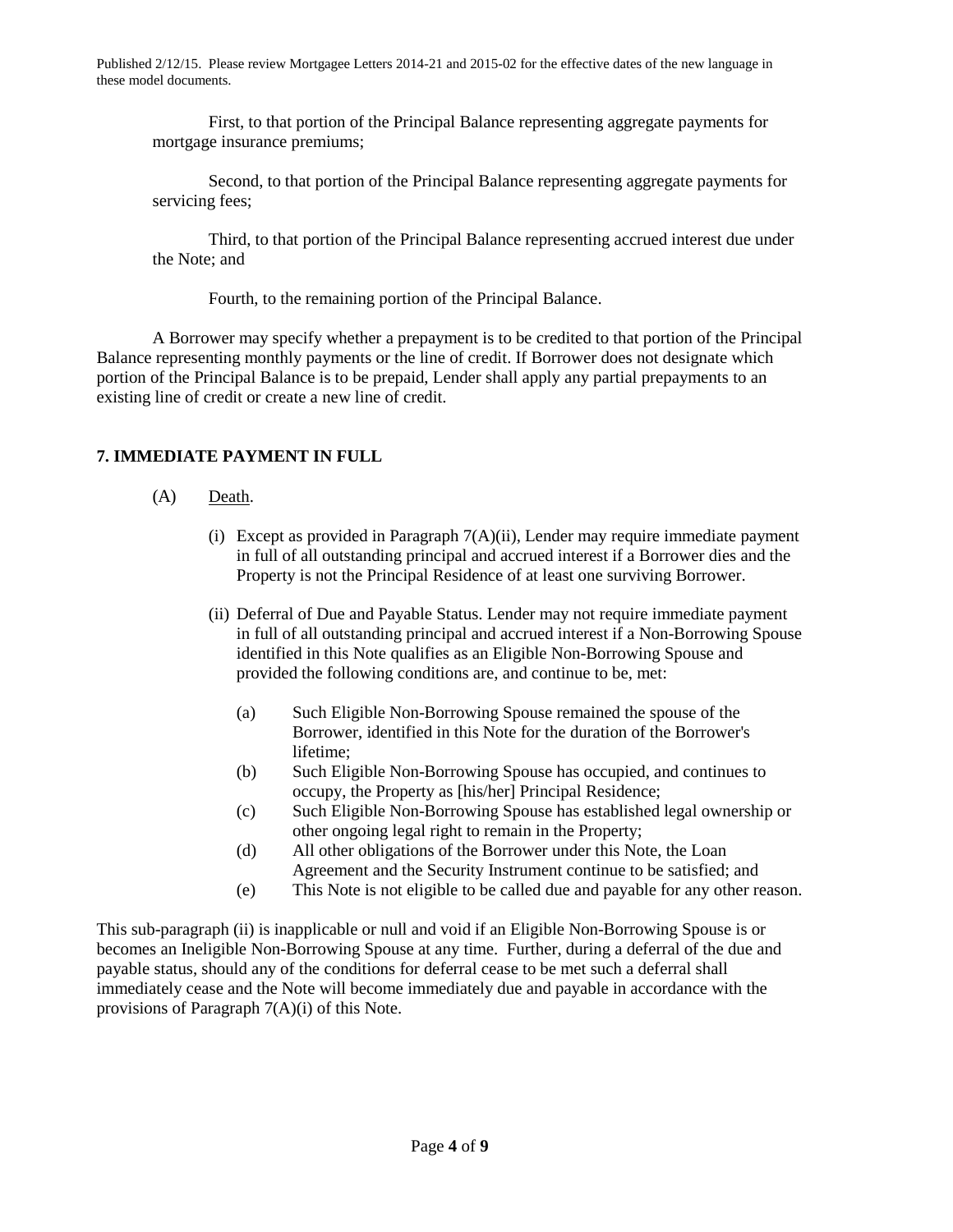First, to that portion of the Principal Balance representing aggregate payments for mortgage insurance premiums;

Second, to that portion of the Principal Balance representing aggregate payments for servicing fees;

Third, to that portion of the Principal Balance representing accrued interest due under the Note; and

Fourth, to the remaining portion of the Principal Balance.

A Borrower may specify whether a prepayment is to be credited to that portion of the Principal Balance representing monthly payments or the line of credit. If Borrower does not designate which portion of the Principal Balance is to be prepaid, Lender shall apply any partial prepayments to an existing line of credit or create a new line of credit.

## 7. IMMEDIATE PAYMENT IN FULL

(A) Death.

(i) Except as provided in Paragraph 7(A)(ii), Lender may require immediate payment in full of all outstanding principal and accrued interest if a Borrower dies and the Property is not the Principal Residence of at least one surviving Borrower.

(ii) Deferral of Due and Payable Status. Lender may not require immediate payment in full of all outstanding principal and accrued interest if a Non-Borrowing Spouse identified in this Note qualifies as an Eligible Non-Borrowing Spouse and provided the following conditions are, and continue to be, met:

(a) Such Eligible Non-Borrowing Spouse remained the spouse of the Borrower, identified in this Note for the duration of the Borrower's lifetime;

(b) Such Eligible Non-Borrowing Spouse has occupied, and continues to occupy, the Property as [his/her] Principal Residence;

(c) Such Eligible Non-Borrowing Spouse has established legal ownership or other ongoing legal right to remain in the Property;

(d) All other obligations of the Borrower under this Note, the Loan Agreement and the Security Instrument continue to be satisfied; and

(e) This Note is not eligible to be called due and payable for any other reason.

This sub-paragraph (ii) is inapplicable or null and void if an Eligible Non-Borrowing Spouse is or becomes an Ineligible Non-Borrowing Spouse at any time. Further, during a deferral of the due and payable status, should any of the conditions for deferral cease to be met such a deferral shall immediately cease and the Note will become immediately due and payable in accordance with the provisions of Paragraph 7(A)(i) of this Note.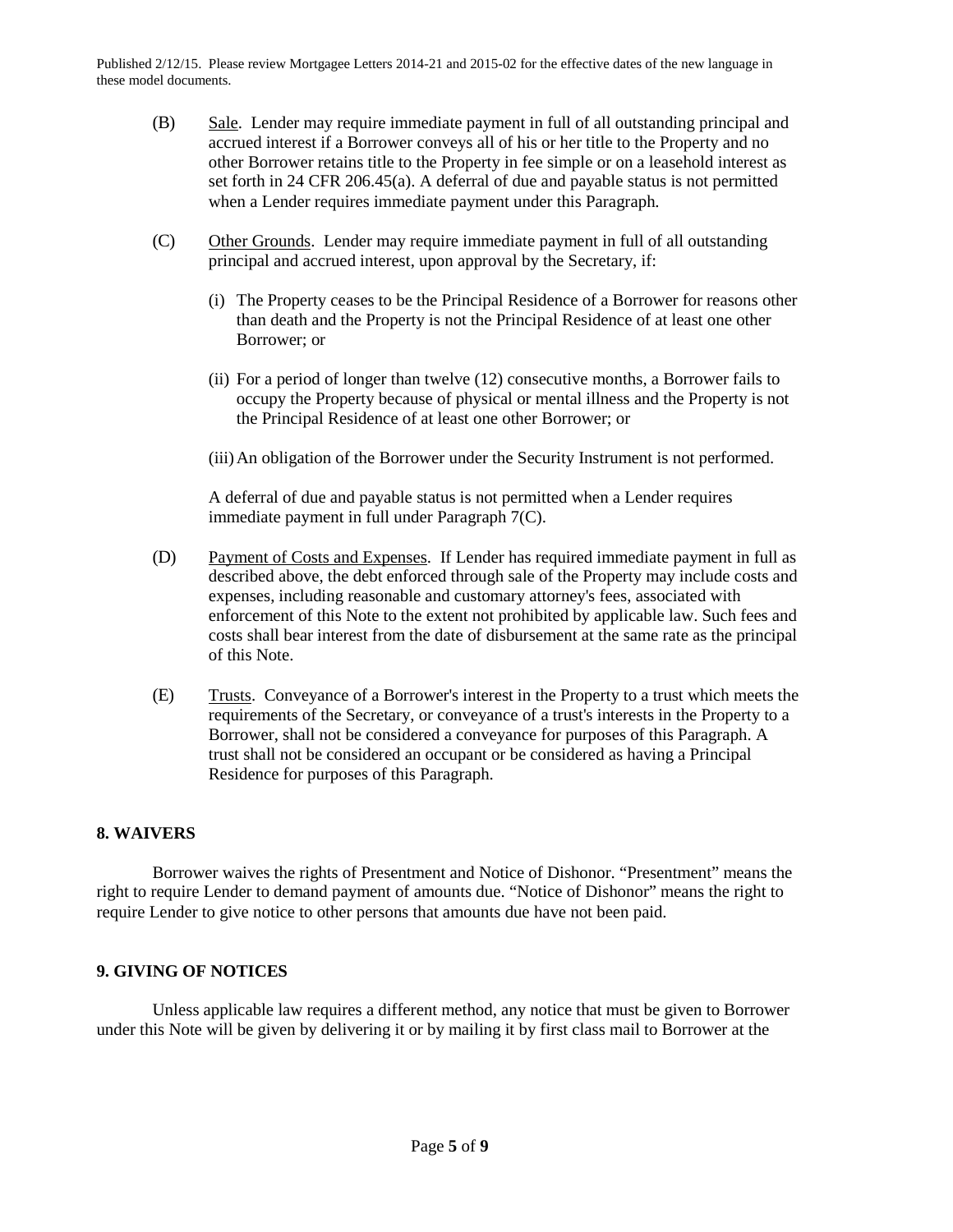(B) Sale. Lender may require immediate payment in full of all outstanding principal and accrued interest if a Borrower conveys all of his or her title to the Property and no other Borrower retains title to the Property in fee simple or on a leasehold interest as set forth in 24 CFR 206.45(a). A deferral of due and payable status is not permitted when a Lender requires immediate payment under this Paragraph.

(C) Other Grounds. Lender may require immediate payment in full of all outstanding principal and accrued interest, upon approval by the Secretary, if:

(i) The Property ceases to be the Principal Residence of a Borrower for reasons other than death and the Property is not the Principal Residence of at least one other Borrower; or

(ii) For a period of longer than twelve (12) consecutive months, a Borrower fails to occupy the Property because of physical or mental illness and the Property is not the Principal Residence of at least one other Borrower; or

(iii) An obligation of the Borrower under the Security Instrument is not performed.

A deferral of due and payable status is not permitted when a Lender requires immediate payment in full under Paragraph 7(C).

(D) Payment of Costs and Expenses. If Lender has required immediate payment in full as described above, the debt enforced through sale of the Property may include costs and expenses, including reasonable and customary attorney's fees, associated with enforcement of this Note to the extent not prohibited by applicable law. Such fees and costs shall bear interest from the date of disbursement at the same rate as the principal of this Note.

(E) Trusts. Conveyance of a Borrower's interest in the Property to a trust which meets the requirements of the Secretary, or conveyance of a trust's interests in the Property to a Borrower, shall not be considered a conveyance for purposes of this Paragraph. A trust shall not be considered an occupant or be considered as having a Principal Residence for purposes of this Paragraph.

## 8. WAIVERS

Borrower waives the rights of Presentment and Notice of Dishonor. "Presentment" means the right to require Lender to demand payment of amounts due. "Notice of Dishonor" means the right to require Lender to give notice to other persons that amounts due have not been paid.

## 9. GIVING OF NOTICES

Unless applicable law requires a different method, any notice that must be given to Borrower under this Note will be given by delivering it or by mailing it by first class mail to Borrower at the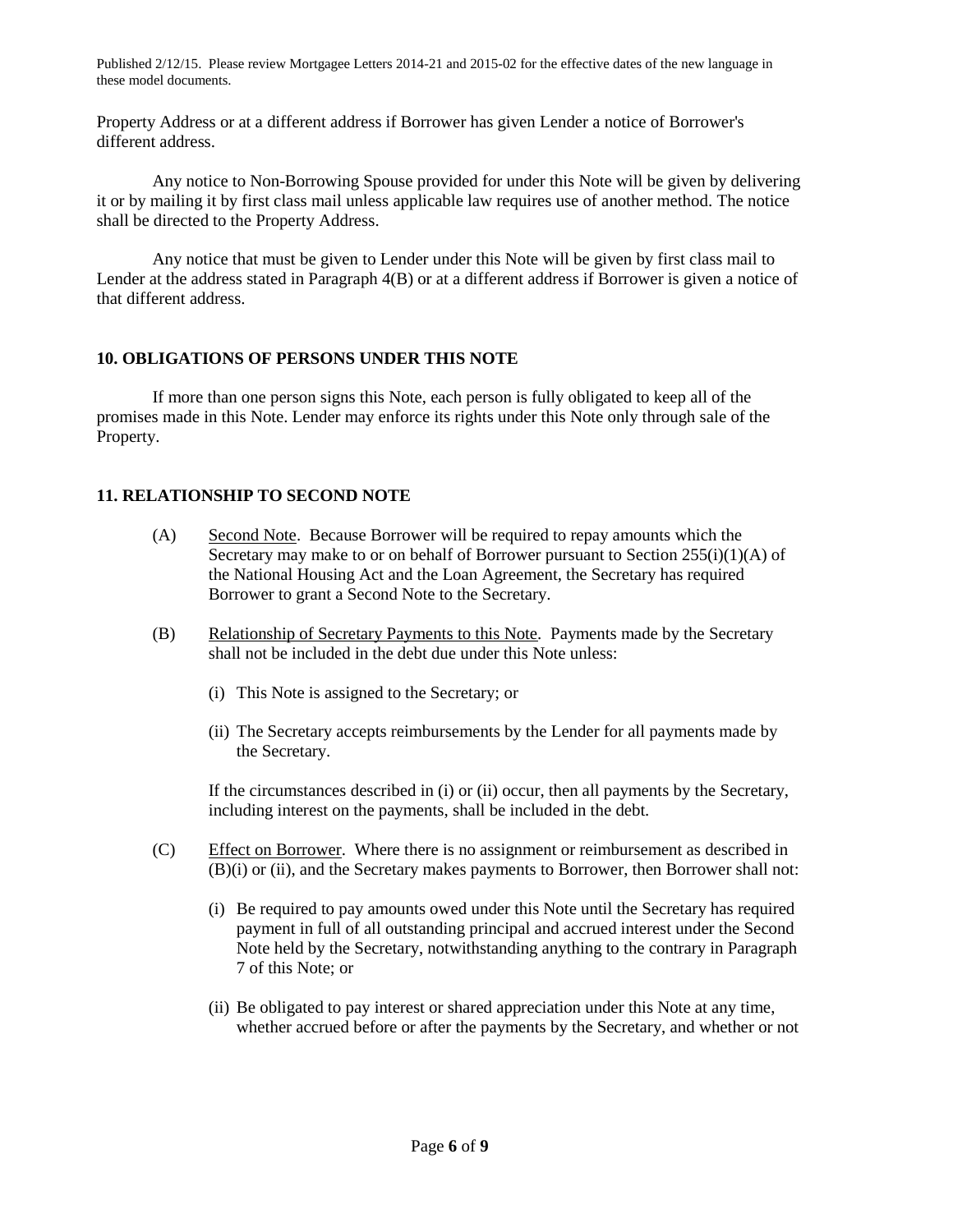Property Address or at a different address if Borrower has given Lender a notice of Borrower's different address.

Any notice to Non-Borrowing Spouse provided for under this Note will be given by delivering it or by mailing it by first class mail unless applicable law requires use of another method. The notice shall be directed to the Property Address.

Any notice that must be given to Lender under this Note will be given by first class mail to Lender at the address stated in Paragraph 4(B) or at a different address if Borrower is given a notice of that different address.

### 10. OBLIGATIONS OF PERSONS UNDER THIS NOTE

If more than one person signs this Note, each person is fully obligated to keep all of the promises made in this Note. Lender may enforce its rights under this Note only through sale of the Property.

### 11. RELATIONSHIP TO SECOND NOTE

(A) Second Note. Because Borrower will be required to repay amounts which the Secretary may make to or on behalf of Borrower pursuant to Section 255(i)(1)(A) of the National Housing Act and the Loan Agreement, the Secretary has required Borrower to grant a Second Note to the Secretary.

(B) Relationship of Secretary Payments to this Note. Payments made by the Secretary shall not be included in the debt due under this Note unless:

(i) This Note is assigned to the Secretary; or

(ii) The Secretary accepts reimbursements by the Lender for all payments made by the Secretary.

If the circumstances described in (i) or (ii) occur, then all payments by the Secretary, including interest on the payments, shall be included in the debt.

(C) Effect on Borrower. Where there is no assignment or reimbursement as described in (B)(i) or (ii), and the Secretary makes payments to Borrower, then Borrower shall not:

(i) Be required to pay amounts owed under this Note until the Secretary has required payment in full of all outstanding principal and accrued interest under the Second Note held by the Secretary, notwithstanding anything to the contrary in Paragraph 7 of this Note; or

(ii) Be obligated to pay interest or shared appreciation under this Note at any time, whether accrued before or after the payments by the Secretary, and whether or not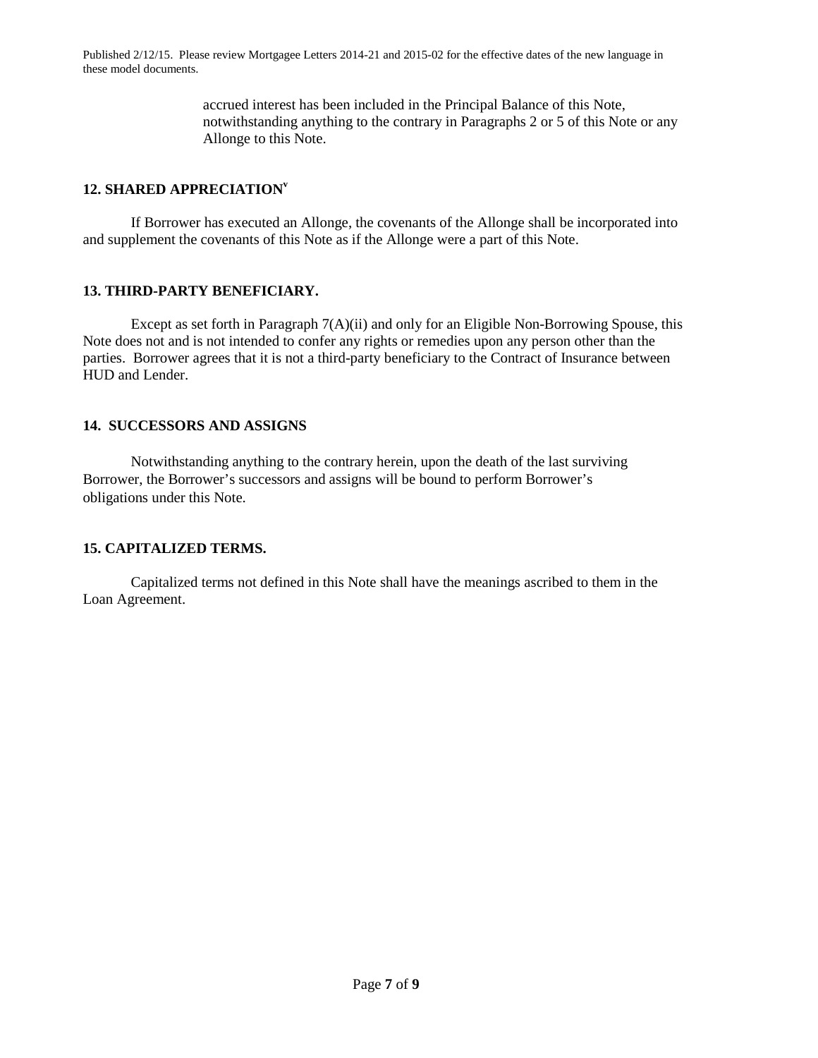accrued interest has been included in the Principal Balance of this Note, notwithstanding anything to the contrary in Paragraphs 2 or 5 of this Note or any Allonge to this Note.

**12. SHARED APPRECIATION**[v]

If Borrower has executed an Allonge, the covenants of the Allonge shall be incorporated into and supplement the covenants of this Note as if the Allonge were a part of this Note.

**13. THIRD-PARTY BENEFICIARY.**

Except as set forth in Paragraph 7(A)(ii) and only for an Eligible Non-Borrowing Spouse, this Note does not and is not intended to confer any rights or remedies upon any person other than the parties. Borrower agrees that it is not a third-party beneficiary to the Contract of Insurance between HUD and Lender.

**14. SUCCESSORS AND ASSIGNS**

Notwithstanding anything to the contrary herein, upon the death of the last surviving Borrower, the Borrower's successors and assigns will be bound to perform Borrower's obligations under this Note.

**15. CAPITALIZED TERMS.**

Capitalized terms not defined in this Note shall have the meanings ascribed to them in the Loan Agreement.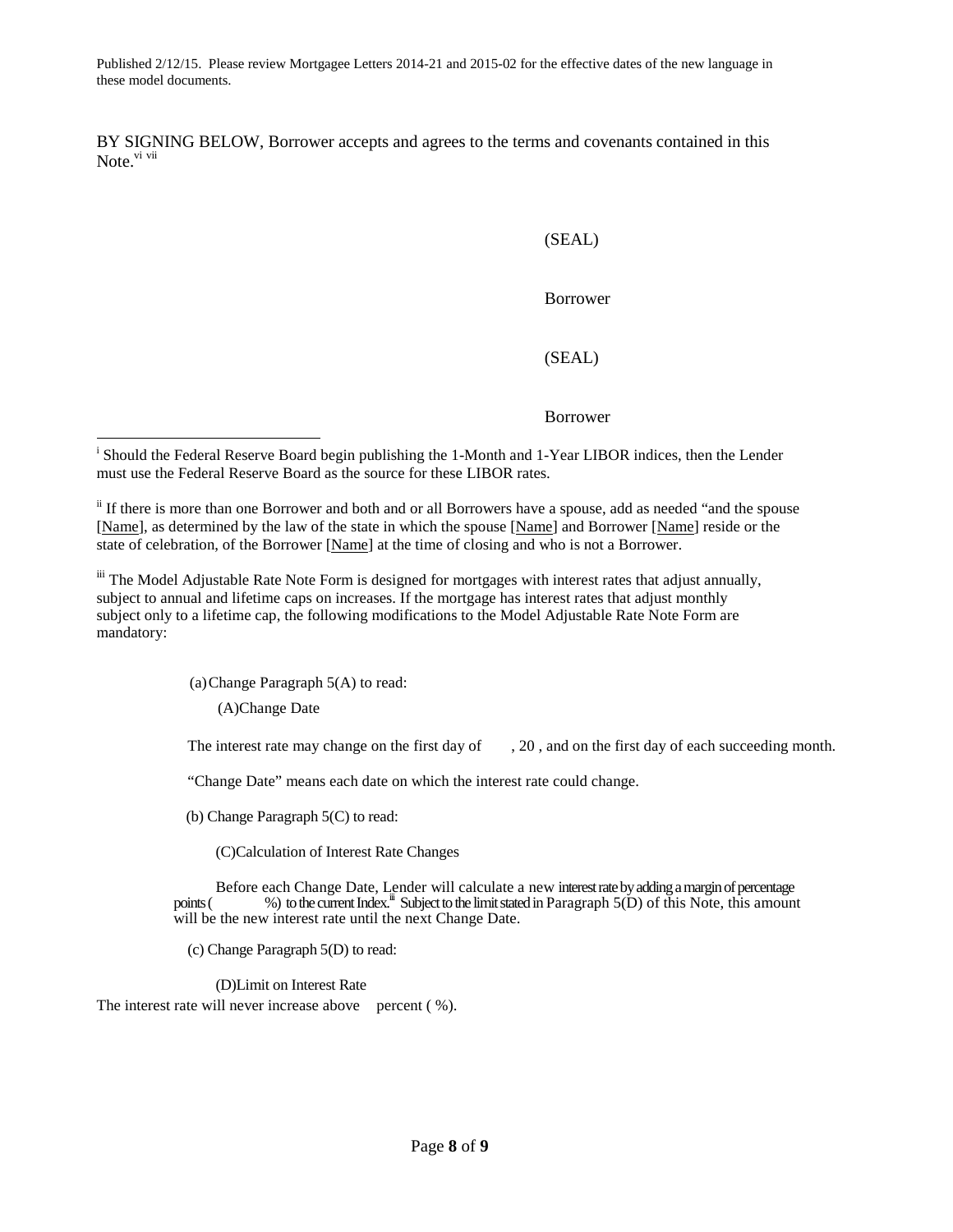Published 2/12/15. Please review Mortgagee Letters 2014-21 and 2015-02 for the effective dates of the new language in these model documents.

BY SIGNING BELOW, Borrower accepts and agrees to the terms and covenants contained in this Note.[vi] [vii]

(SEAL)

Borrower

(SEAL)

Borrower

---

[i] Should the Federal Reserve Board begin publishing the 1-Month and 1-Year LIBOR indices, then the Lender must use the Federal Reserve Board as the source for these LIBOR rates.

[ii] If there is more than one Borrower and both and or all Borrowers have a spouse, add as needed "and the spouse [Name], as determined by the law of the state in which the spouse [Name] and Borrower [Name] reside or the state of celebration, of the Borrower [Name] at the time of closing and who is not a Borrower.

[iii] The Model Adjustable Rate Note Form is designed for mortgages with interest rates that adjust annually, subject to annual and lifetime caps on increases. If the mortgage has interest rates that adjust monthly subject only to a lifetime cap, the following modifications to the Model Adjustable Rate Note Form are mandatory:

(a) Change Paragraph 5(A) to read:

(A) Change Date

The interest rate may change on the first day of , 20 , and on the first day of each succeeding month.

"Change Date" means each date on which the interest rate could change.

(b) Change Paragraph 5(C) to read:

(C) Calculation of Interest Rate Changes

Before each Change Date, Lender will calculate a new interest rate by adding a margin of percentage points ( %) to the current Index.[iii] Subject to the limit stated in Paragraph 5(D) of this Note, this amount will be the new interest rate until the next Change Date.

(c) Change Paragraph 5(D) to read:

(D) Limit on Interest Rate

The interest rate will never increase above percent ( %).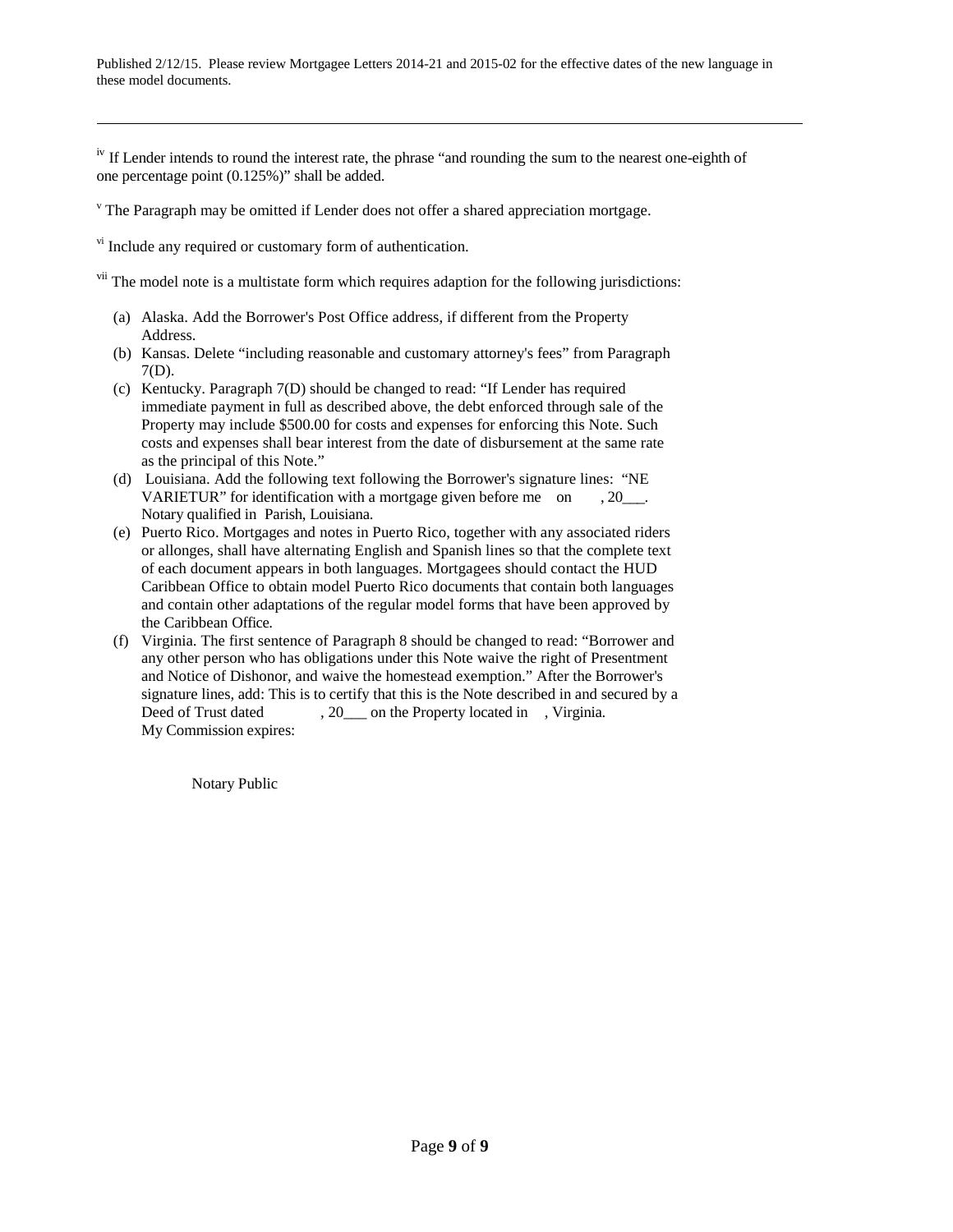Published 2/12/15. Please review Mortgagee Letters 2014-21 and 2015-02 for the effective dates of the new language in these model documents.

---

[iv] If Lender intends to round the interest rate, the phrase "and rounding the sum to the nearest one-eighth of one percentage point (0.125%)" shall be added.

[v] The Paragraph may be omitted if Lender does not offer a shared appreciation mortgage.

[vi] Include any required or customary form of authentication.

[vii] The model note is a multistate form which requires adaption for the following jurisdictions:

(a) Alaska. Add the Borrower's Post Office address, if different from the Property Address.
(b) Kansas. Delete "including reasonable and customary attorney's fees" from Paragraph 7(D).
(c) Kentucky. Paragraph 7(D) should be changed to read: "If Lender has required immediate payment in full as described above, the debt enforced through sale of the Property may include $500.00 for costs and expenses for enforcing this Note. Such costs and expenses shall bear interest from the date of disbursement at the same rate as the principal of this Note."
(d) Louisiana. Add the following text following the Borrower's signature lines: "NE VARIETUR" for identification with a mortgage given before me on , 20___. Notary qualified in Parish, Louisiana.
(e) Puerto Rico. Mortgages and notes in Puerto Rico, together with any associated riders or allonges, shall have alternating English and Spanish lines so that the complete text of each document appears in both languages. Mortgagees should contact the HUD Caribbean Office to obtain model Puerto Rico documents that contain both languages and contain other adaptations of the regular model forms that have been approved by the Caribbean Office.
(f) Virginia. The first sentence of Paragraph 8 should be changed to read: "Borrower and any other person who has obligations under this Note waive the right of Presentment and Notice of Dishonor, and waive the homestead exemption." After the Borrower's signature lines, add: This is to certify that this is the Note described in and secured by a Deed of Trust dated , 20___ on the Property located in , Virginia.
My Commission expires:

Notary Public